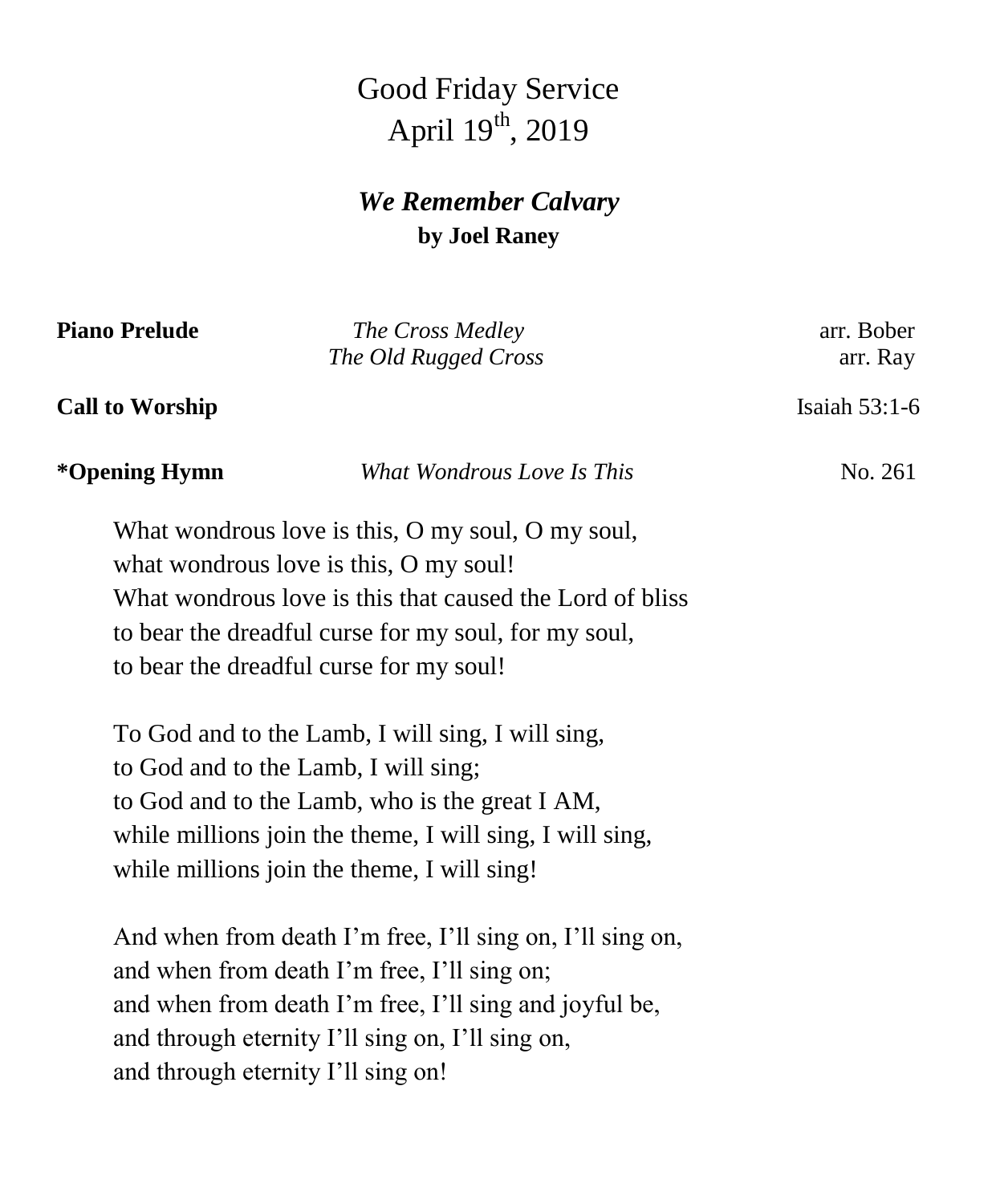# Good Friday Service
## April 19th, 2019

## *We Remember Calvary*
**by Joel Raney**

| | | |
|---|---|---|
| **Piano Prelude** | *The Cross Medley* | arr. Bober |
| | *The Old Rugged Cross* | arr. Ray |
| **Call to Worship** | | Isaiah 53:1-6 |
| ***Opening Hymn** | *What Wondrous Love Is This* | No. 261 |

What wondrous love is this, O my soul, O my soul,
what wondrous love is this, O my soul!
What wondrous love is this that caused the Lord of bliss
to bear the dreadful curse for my soul, for my soul,
to bear the dreadful curse for my soul!

To God and to the Lamb, I will sing, I will sing,
to God and to the Lamb, I will sing;
to God and to the Lamb, who is the great I AM,
while millions join the theme, I will sing, I will sing,
while millions join the theme, I will sing!

And when from death I'm free, I'll sing on, I'll sing on,
and when from death I'm free, I'll sing on;
and when from death I'm free, I'll sing and joyful be,
and through eternity I'll sing on, I'll sing on,
and through eternity I'll sing on!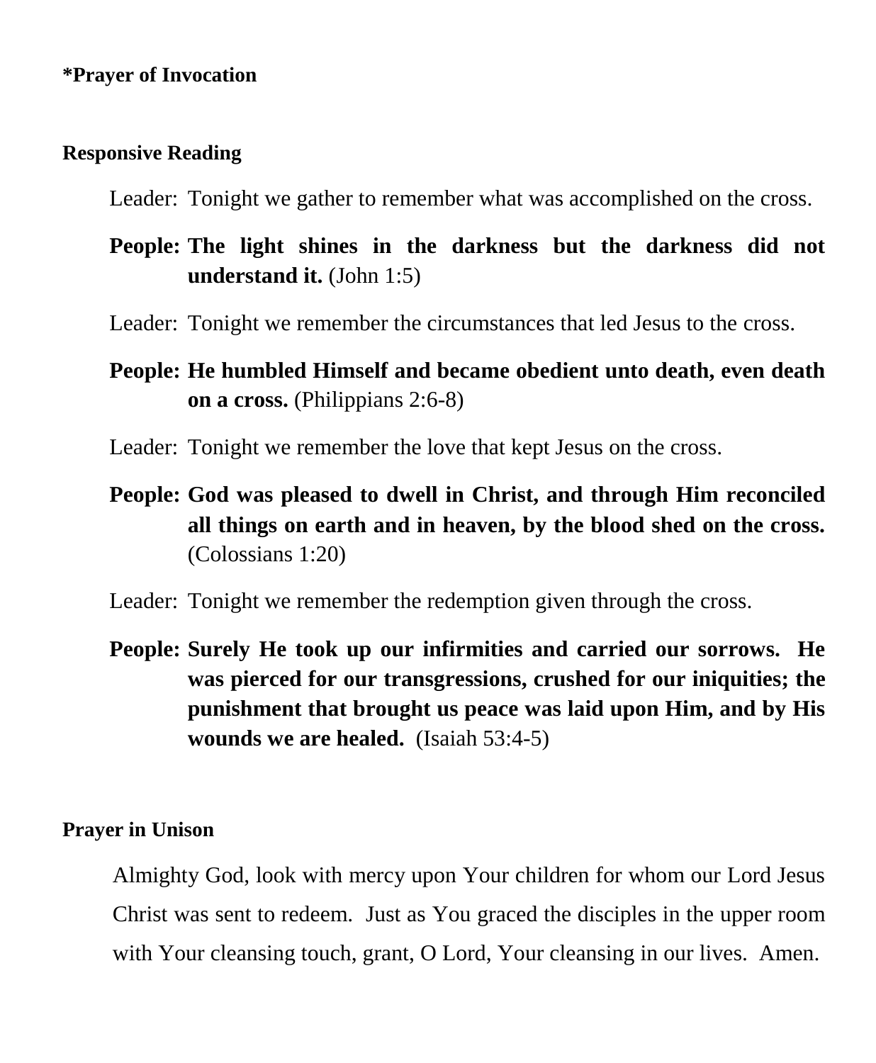**\*Prayer of Invocation**

**Responsive Reading**

Leader: Tonight we gather to remember what was accomplished on the cross.

**People: The light shines in the darkness but the darkness did not understand it.** (John 1:5)

Leader: Tonight we remember the circumstances that led Jesus to the cross.

**People: He humbled Himself and became obedient unto death, even death on a cross.** (Philippians 2:6-8)

Leader: Tonight we remember the love that kept Jesus on the cross.

**People: God was pleased to dwell in Christ, and through Him reconciled all things on earth and in heaven, by the blood shed on the cross.** (Colossians 1:20)

Leader: Tonight we remember the redemption given through the cross.

**People: Surely He took up our infirmities and carried our sorrows. He was pierced for our transgressions, crushed for our iniquities; the punishment that brought us peace was laid upon Him, and by His wounds we are healed.** (Isaiah 53:4-5)

**Prayer in Unison**

Almighty God, look with mercy upon Your children for whom our Lord Jesus Christ was sent to redeem. Just as You graced the disciples in the upper room with Your cleansing touch, grant, O Lord, Your cleansing in our lives. Amen.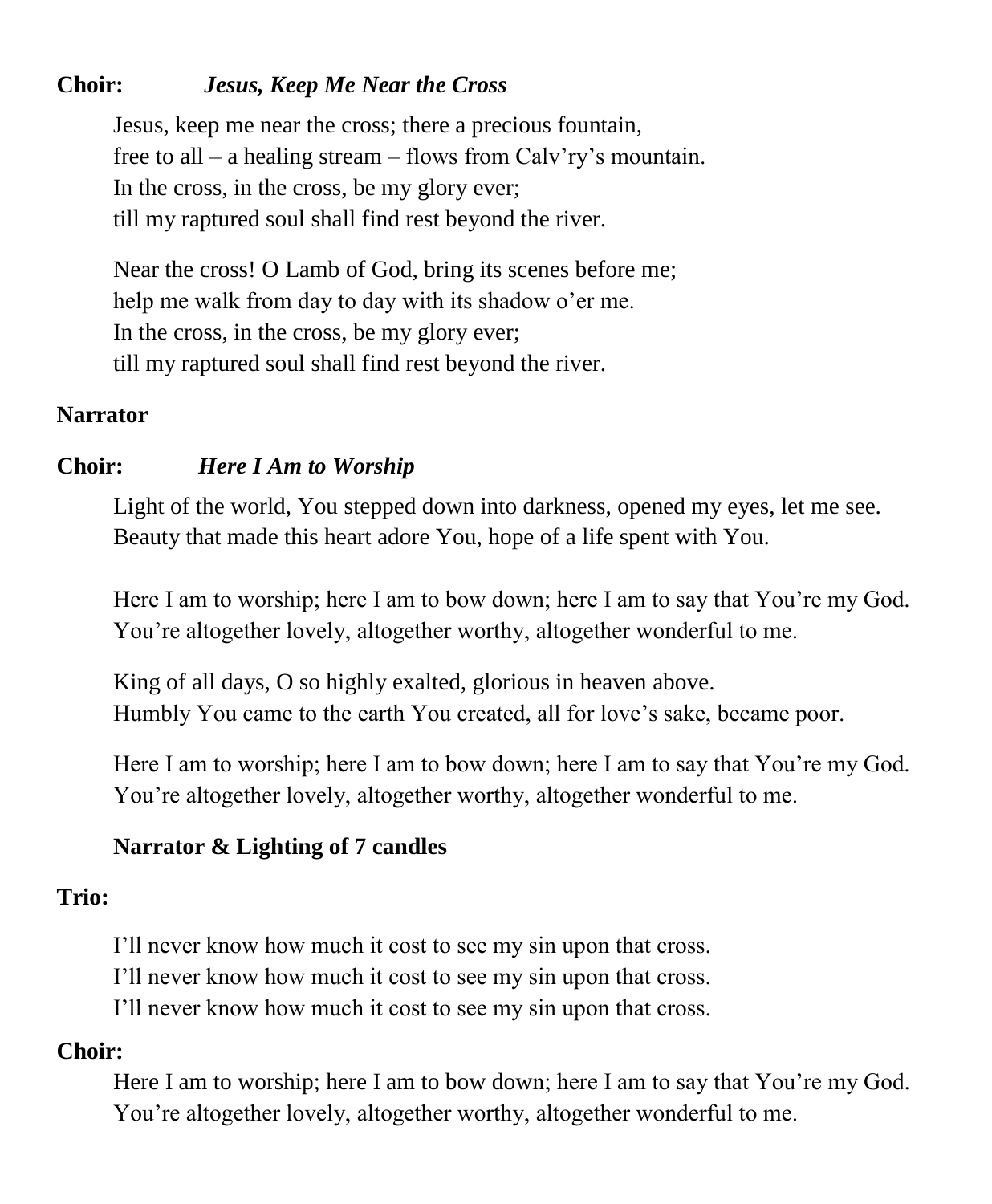**Choir:** ***Jesus, Keep Me Near the Cross***

Jesus, keep me near the cross; there a precious fountain,
free to all – a healing stream – flows from Calv'ry's mountain.
In the cross, in the cross, be my glory ever;
till my raptured soul shall find rest beyond the river.

Near the cross! O Lamb of God, bring its scenes before me;
help me walk from day to day with its shadow o'er me.
In the cross, in the cross, be my glory ever;
till my raptured soul shall find rest beyond the river.

**Narrator**

**Choir:** ***Here I Am to Worship***

Light of the world, You stepped down into darkness, opened my eyes, let me see.
Beauty that made this heart adore You, hope of a life spent with You.

Here I am to worship; here I am to bow down; here I am to say that You're my God.
You're altogether lovely, altogether worthy, altogether wonderful to me.

King of all days, O so highly exalted, glorious in heaven above.
Humbly You came to the earth You created, all for love's sake, became poor.

Here I am to worship; here I am to bow down; here I am to say that You're my God.
You're altogether lovely, altogether worthy, altogether wonderful to me.

**Narrator & Lighting of 7 candles**

**Trio:**

I'll never know how much it cost to see my sin upon that cross.
I'll never know how much it cost to see my sin upon that cross.
I'll never know how much it cost to see my sin upon that cross.

**Choir:**

Here I am to worship; here I am to bow down; here I am to say that You're my God.
You're altogether lovely, altogether worthy, altogether wonderful to me.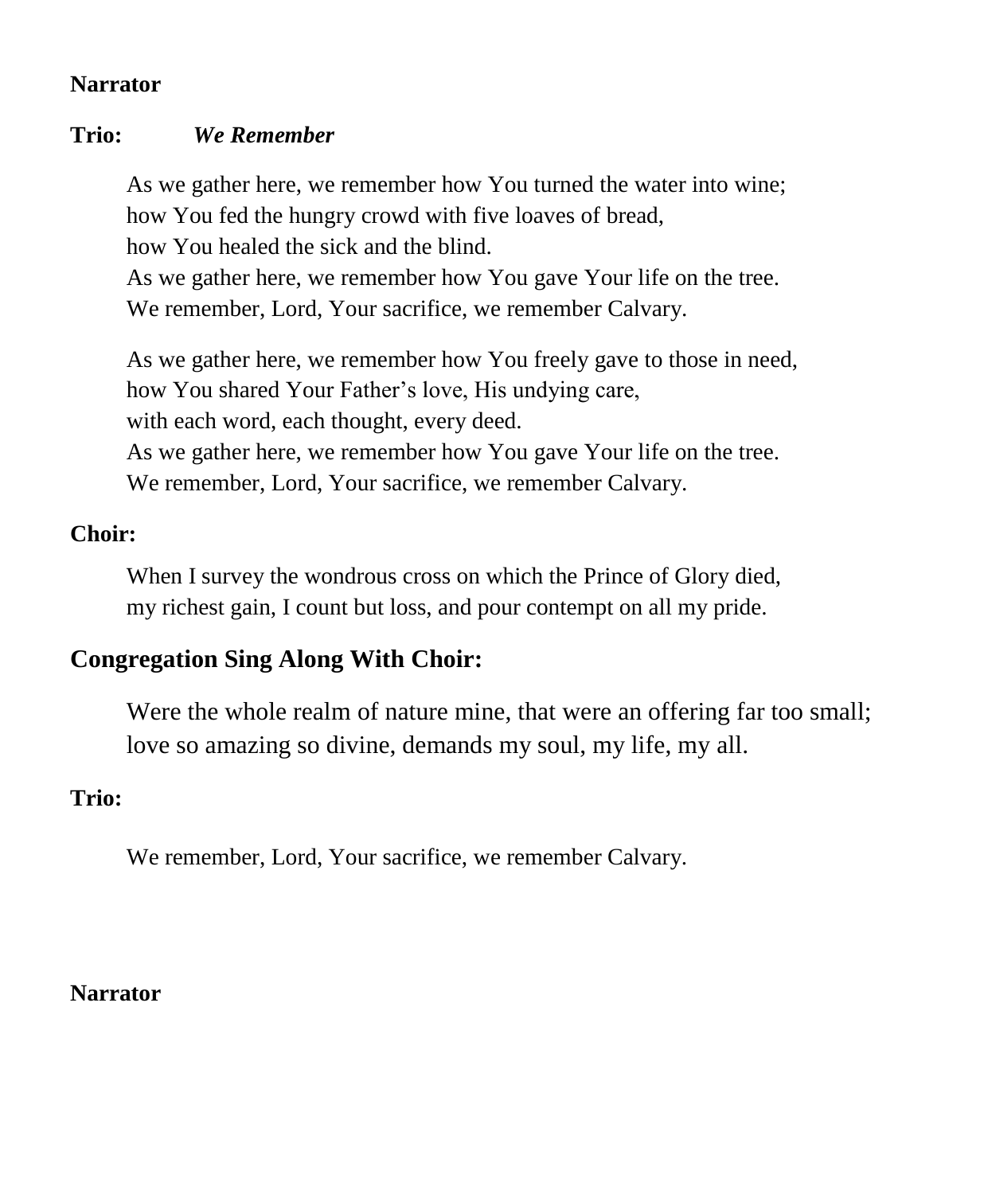**Narrator**

**Trio:** ***We Remember***

As we gather here, we remember how You turned the water into wine;
how You fed the hungry crowd with five loaves of bread,
how You healed the sick and the blind.
As we gather here, we remember how You gave Your life on the tree.
We remember, Lord, Your sacrifice, we remember Calvary.

As we gather here, we remember how You freely gave to those in need,
how You shared Your Father's love, His undying care,
with each word, each thought, every deed.
As we gather here, we remember how You gave Your life on the tree.
We remember, Lord, Your sacrifice, we remember Calvary.

**Choir:**

When I survey the wondrous cross on which the Prince of Glory died,
my richest gain, I count but loss, and pour contempt on all my pride.

**Congregation Sing Along With Choir:**

Were the whole realm of nature mine, that were an offering far too small;
love so amazing so divine, demands my soul, my life, my all.

**Trio:**

We remember, Lord, Your sacrifice, we remember Calvary.

**Narrator**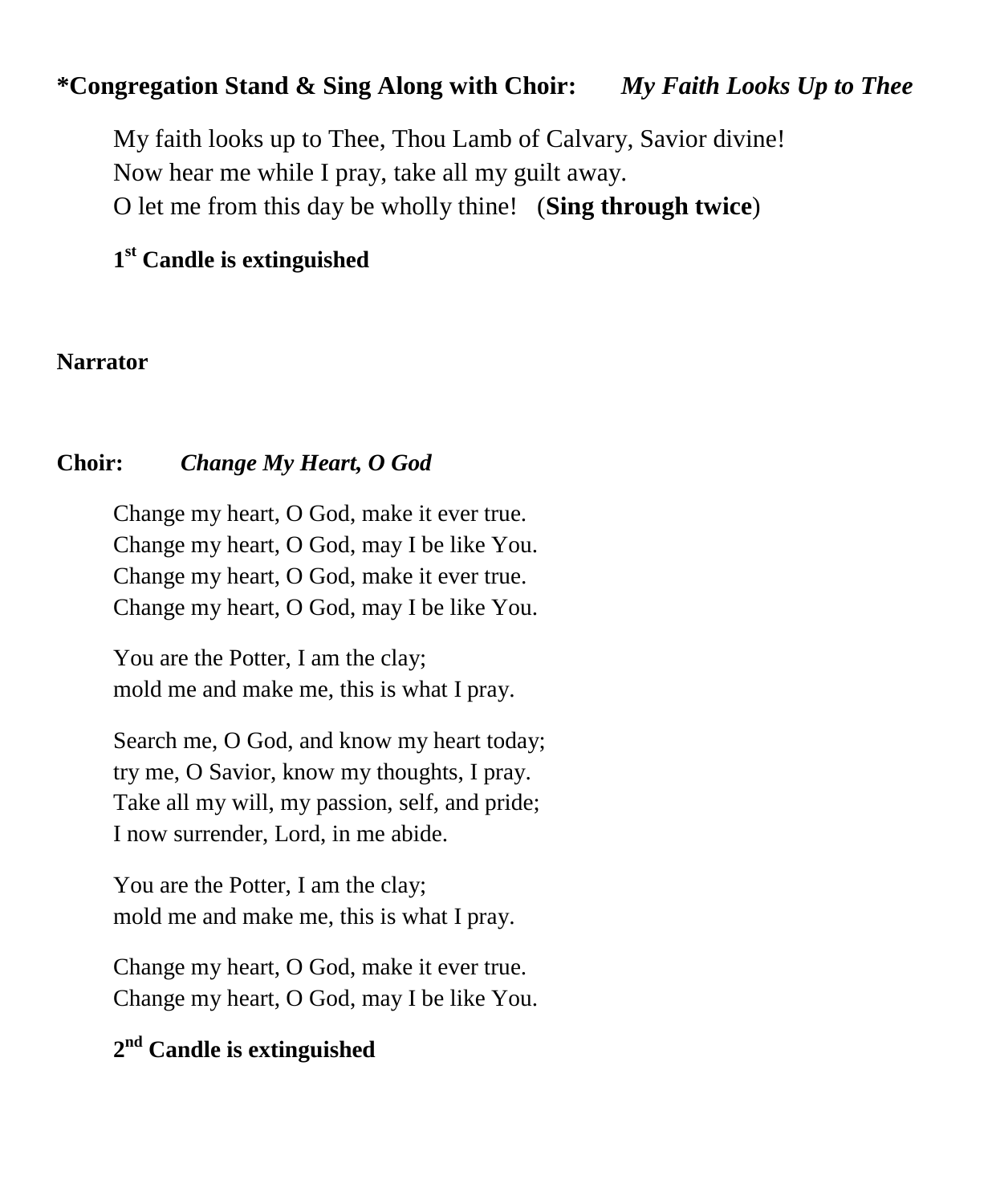**\*Congregation Stand & Sing Along with Choir:** ***My Faith Looks Up to Thee***

My faith looks up to Thee, Thou Lamb of Calvary, Savior divine!
Now hear me while I pray, take all my guilt away.
O let me from this day be wholly thine! (**Sing through twice**)

**1st Candle is extinguished**

**Narrator**

**Choir:** ***Change My Heart, O God***

Change my heart, O God, make it ever true.
Change my heart, O God, may I be like You.
Change my heart, O God, make it ever true.
Change my heart, O God, may I be like You.

You are the Potter, I am the clay;
mold me and make me, this is what I pray.

Search me, O God, and know my heart today;
try me, O Savior, know my thoughts, I pray.
Take all my will, my passion, self, and pride;
I now surrender, Lord, in me abide.

You are the Potter, I am the clay;
mold me and make me, this is what I pray.

Change my heart, O God, make it ever true.
Change my heart, O God, may I be like You.

**2nd Candle is extinguished**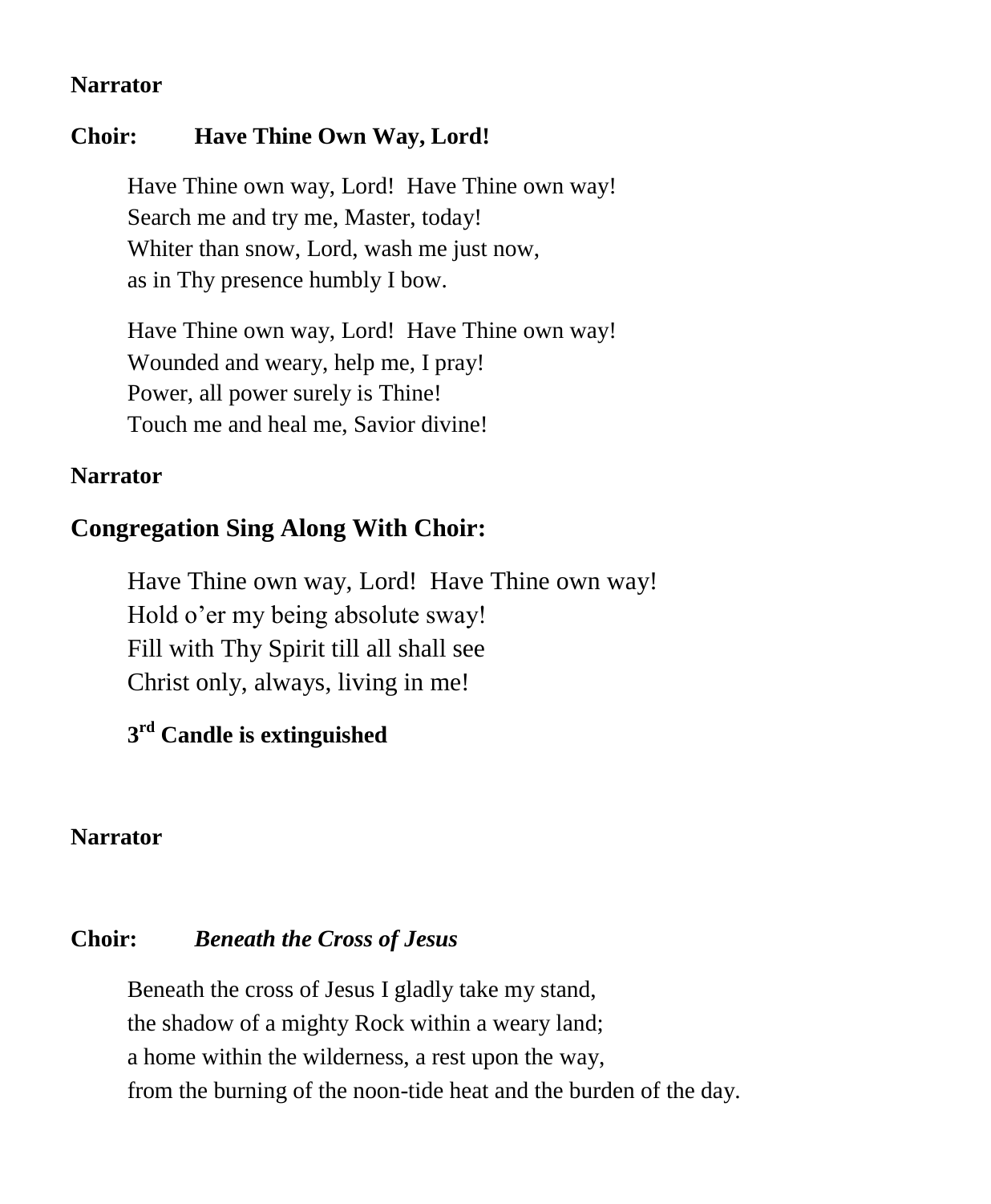**Narrator**

**Choir: Have Thine Own Way, Lord!**

Have Thine own way, Lord!  Have Thine own way!  
Search me and try me, Master, today!  
Whiter than snow, Lord, wash me just now,  
as in Thy presence humbly I bow.

Have Thine own way, Lord!  Have Thine own way!  
Wounded and weary, help me, I pray!  
Power, all power surely is Thine!  
Touch me and heal me, Savior divine!

**Narrator**

**Congregation Sing Along With Choir:**

Have Thine own way, Lord!  Have Thine own way!  
Hold o'er my being absolute sway!  
Fill with Thy Spirit till all shall see  
Christ only, always, living in me!

**3rd Candle is extinguished**

**Narrator**

**Choir:** ***Beneath the Cross of Jesus***

Beneath the cross of Jesus I gladly take my stand,  
the shadow of a mighty Rock within a weary land;  
a home within the wilderness, a rest upon the way,  
from the burning of the noon-tide heat and the burden of the day.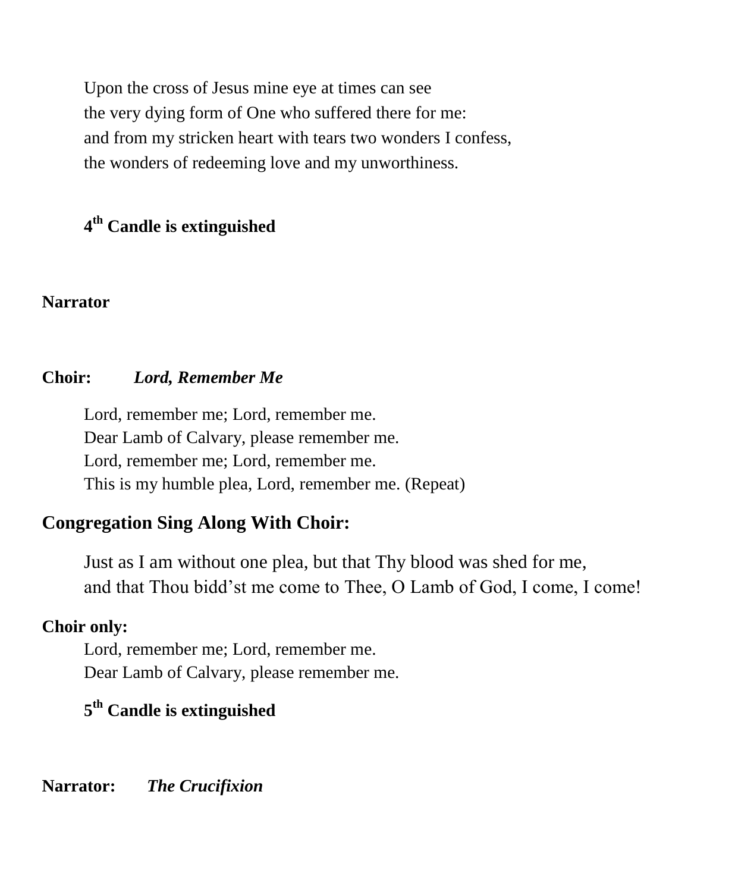Upon the cross of Jesus mine eye at times can see
the very dying form of One who suffered there for me:
and from my stricken heart with tears two wonders I confess,
the wonders of redeeming love and my unworthiness.

**4th Candle is extinguished**

**Narrator**

**Choir:** ***Lord, Remember Me***

Lord, remember me; Lord, remember me.
Dear Lamb of Calvary, please remember me.
Lord, remember me; Lord, remember me.
This is my humble plea, Lord, remember me. (Repeat)

**Congregation Sing Along With Choir:**

Just as I am without one plea, but that Thy blood was shed for me,
and that Thou bidd'st me come to Thee, O Lamb of God, I come, I come!

**Choir only:**

Lord, remember me; Lord, remember me.
Dear Lamb of Calvary, please remember me.

**5th Candle is extinguished**

**Narrator:** ***The Crucifixion***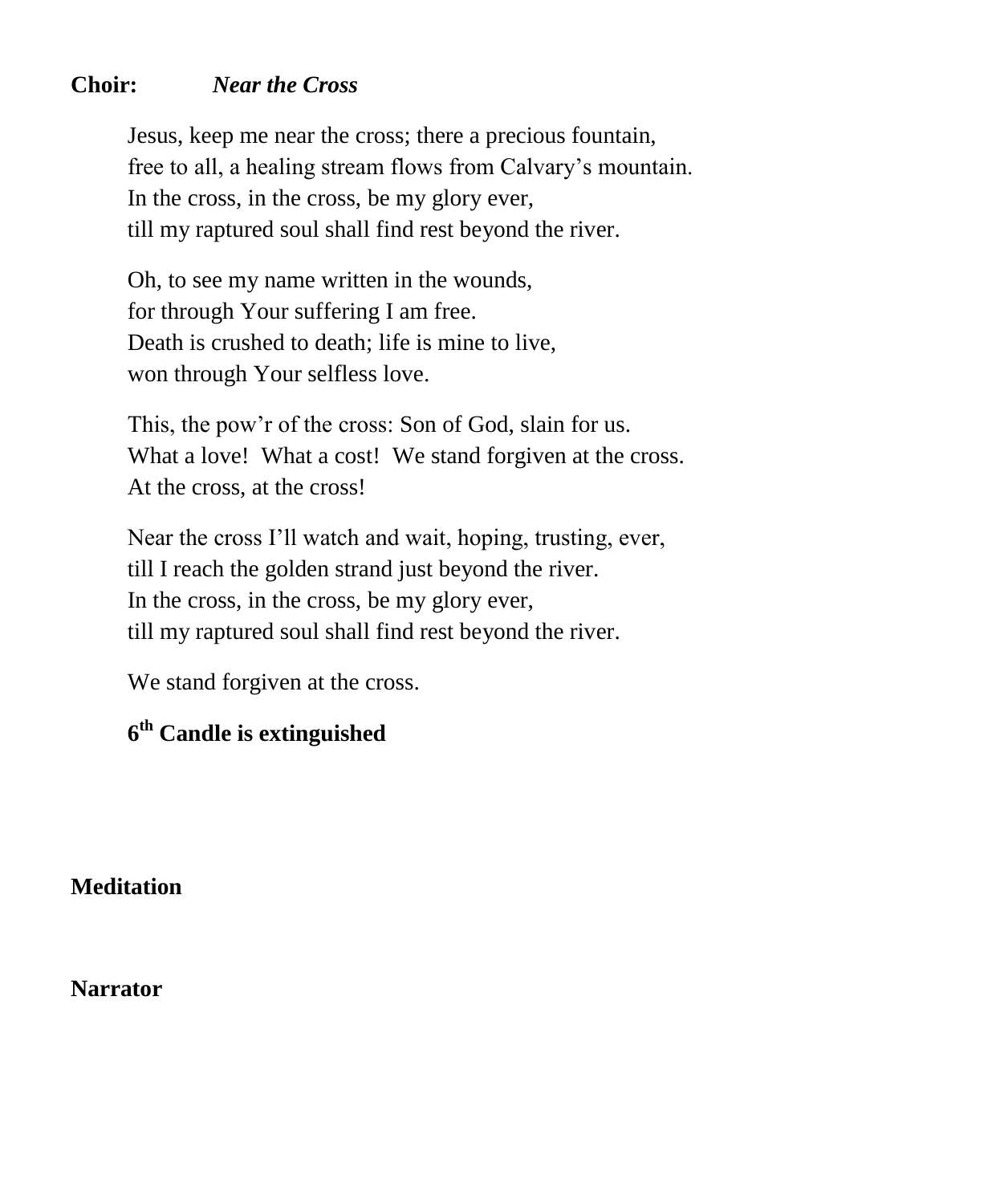**Choir:** ***Near the Cross***

Jesus, keep me near the cross; there a precious fountain,
free to all, a healing stream flows from Calvary's mountain.
In the cross, in the cross, be my glory ever,
till my raptured soul shall find rest beyond the river.

Oh, to see my name written in the wounds,
for through Your suffering I am free.
Death is crushed to death; life is mine to live,
won through Your selfless love.

This, the pow'r of the cross: Son of God, slain for us.
What a love! What a cost! We stand forgiven at the cross.
At the cross, at the cross!

Near the cross I'll watch and wait, hoping, trusting, ever,
till I reach the golden strand just beyond the river.
In the cross, in the cross, be my glory ever,
till my raptured soul shall find rest beyond the river.

We stand forgiven at the cross.

**6th Candle is extinguished**

**Meditation**

**Narrator**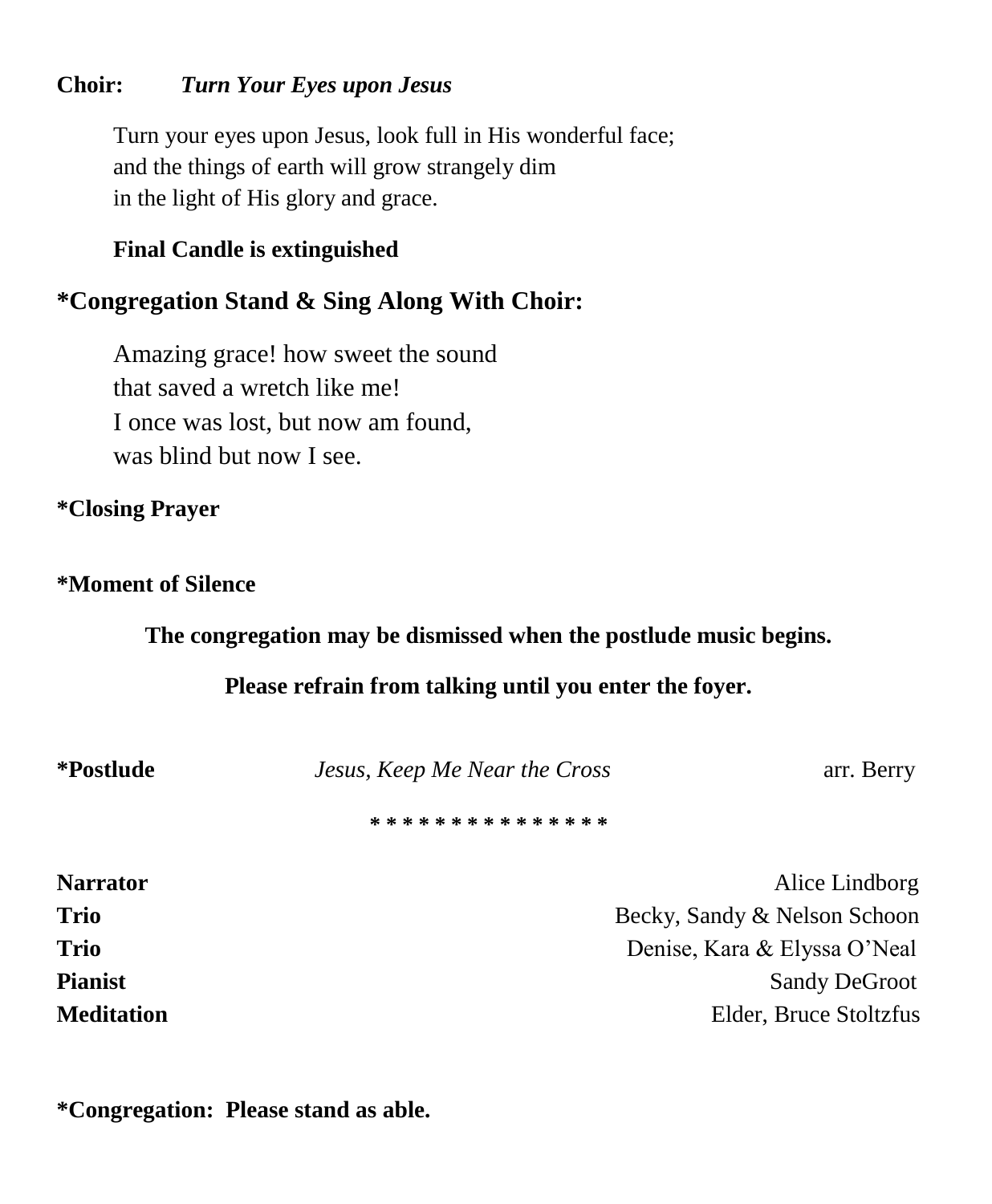**Choir:** ***Turn Your Eyes upon Jesus***

Turn your eyes upon Jesus, look full in His wonderful face;
and the things of earth will grow strangely dim
in the light of His glory and grace.

**Final Candle is extinguished**

**\*Congregation Stand & Sing Along With Choir:**

Amazing grace! how sweet the sound
that saved a wretch like me!
I once was lost, but now am found,
was blind but now I see.

**\*Closing Prayer**

**\*Moment of Silence**

**The congregation may be dismissed when the postlude music begins.**

**Please refrain from talking until you enter the foyer.**

**\*Postlude** *Jesus, Keep Me Near the Cross* arr. Berry

\* \* \* \* \* \* \* \* \* \* \* \* \* \* \*

| | |
|---|---|
| **Narrator** | Alice Lindborg |
| **Trio** | Becky, Sandy & Nelson Schoon |
| **Trio** | Denise, Kara & Elyssa O'Neal |
| **Pianist** | Sandy DeGroot |
| **Meditation** | Elder, Bruce Stoltzfus |

**\*Congregation: Please stand as able.**